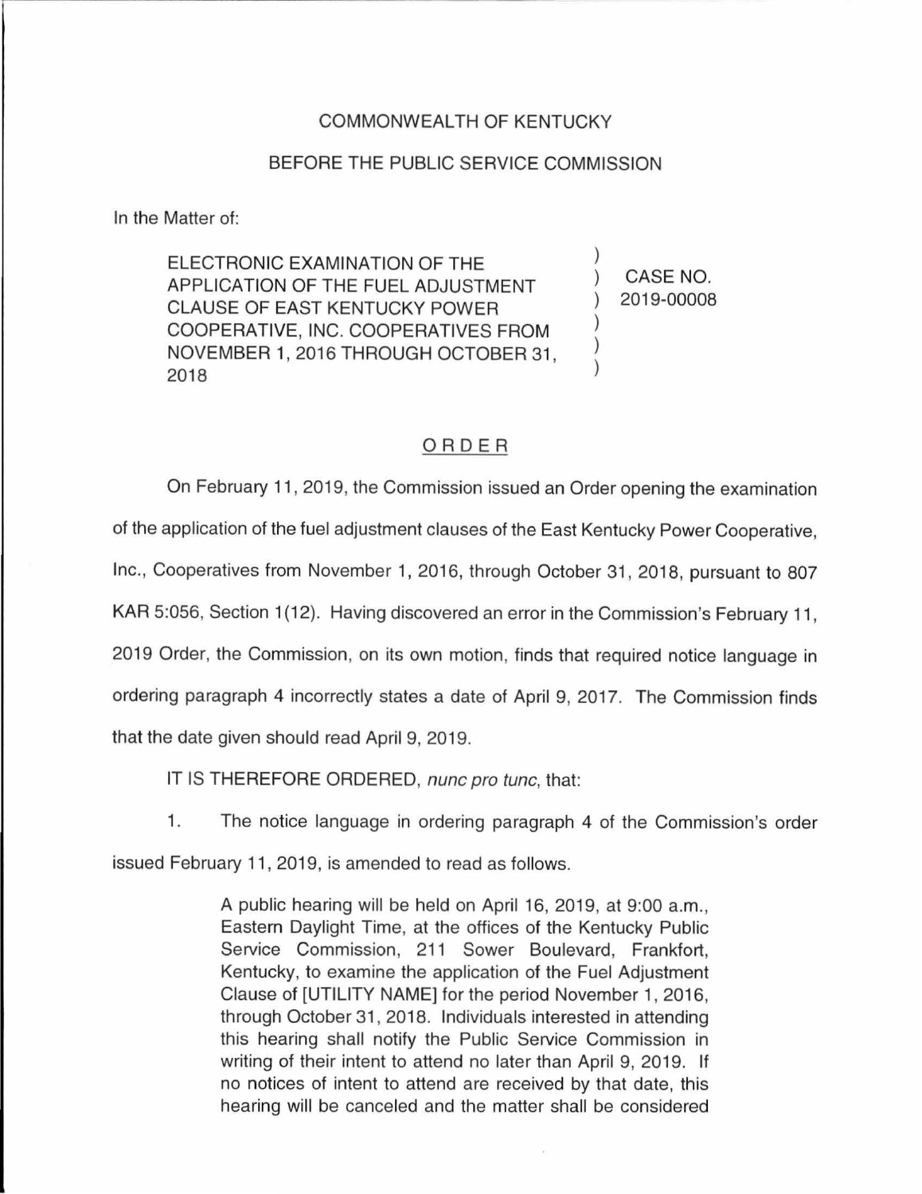COMMONWEALTH OF KENTUCKY

BEFORE THE PUBLIC SERVICE COMMISSION

In the Matter of:

| | | |
|---|---|---|
| ELECTRONIC EXAMINATION OF THE APPLICATION OF THE FUEL ADJUSTMENT CLAUSE OF EAST KENTUCKY POWER COOPERATIVE, INC. COOPERATIVES FROM NOVEMBER 1, 2016 THROUGH OCTOBER 31, 2018 | ) ) ) ) ) ) | CASE NO. 2019-00008 |

## ORDER

On February 11, 2019, the Commission issued an Order opening the examination of the application of the fuel adjustment clauses of the East Kentucky Power Cooperative, Inc., Cooperatives from November 1, 2016, through October 31, 2018, pursuant to 807 KAR 5:056, Section 1(12). Having discovered an error in the Commission's February 11, 2019 Order, the Commission, on its own motion, finds that required notice language in ordering paragraph 4 incorrectly states a date of April 9, 2017. The Commission finds that the date given should read April 9, 2019.

IT IS THEREFORE ORDERED, *nunc pro tunc*, that:

1. The notice language in ordering paragraph 4 of the Commission's order issued February 11, 2019, is amended to read as follows.

> A public hearing will be held on April 16, 2019, at 9:00 a.m., Eastern Daylight Time, at the offices of the Kentucky Public Service Commission, 211 Sower Boulevard, Frankfort, Kentucky, to examine the application of the Fuel Adjustment Clause of [UTILITY NAME] for the period November 1, 2016, through October 31, 2018. Individuals interested in attending this hearing shall notify the Public Service Commission in writing of their intent to attend no later than April 9, 2019. If no notices of intent to attend are received by that date, this hearing will be canceled and the matter shall be considered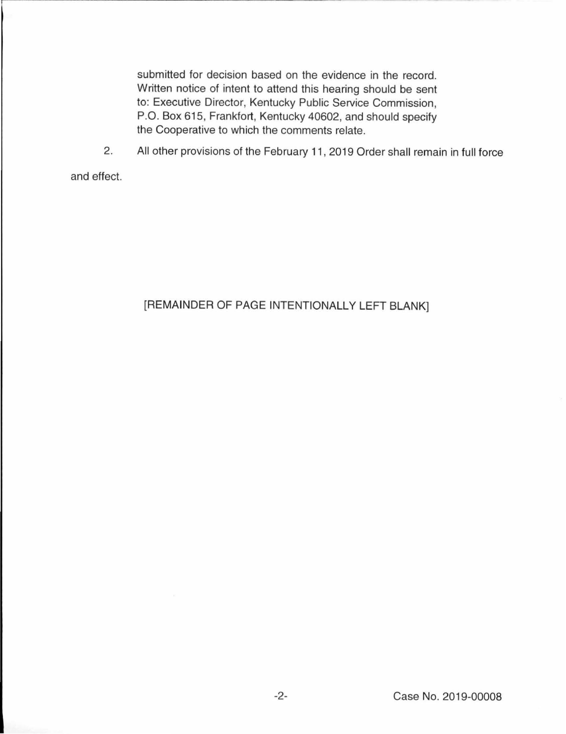submitted for decision based on the evidence in the record. Written notice of intent to attend this hearing should be sent to: Executive Director, Kentucky Public Service Commission, P.O. Box 615, Frankfort, Kentucky 40602, and should specify the Cooperative to which the comments relate.

2. All other provisions of the February 11, 2019 Order shall remain in full force and effect.

[REMAINDER OF PAGE INTENTIONALLY LEFT BLANK]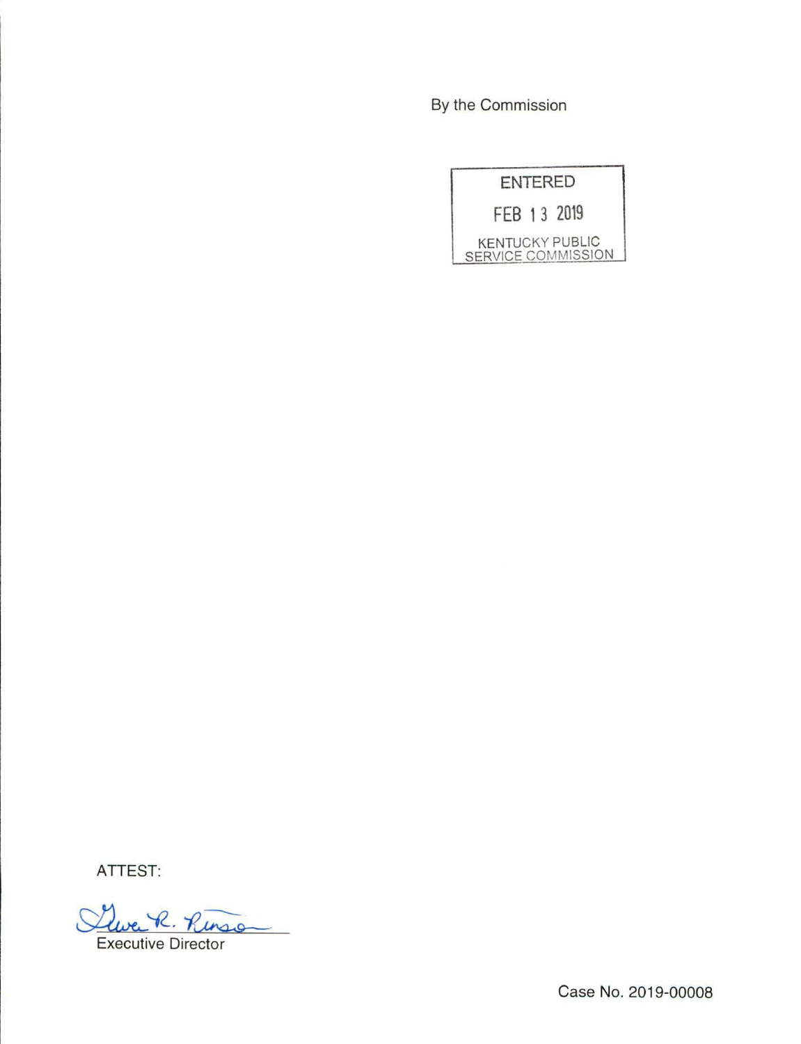By the Commission

ENTERED

FEB 13 2019

KENTUCKY PUBLIC SERVICE COMMISSION

ATTEST:

Gwen R. Pinson

Executive Director

Case No. 2019-00008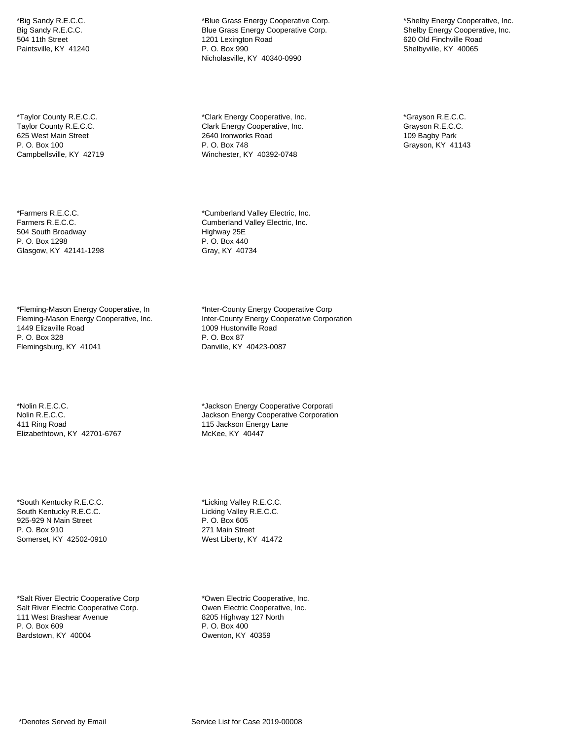*Big Sandy R.E.C.C.
Big Sandy R.E.C.C.
504 11th Street
Paintsville, KY 41240

*Blue Grass Energy Cooperative Corp.
Blue Grass Energy Cooperative Corp.
1201 Lexington Road
P. O. Box 990
Nicholasville, KY 40340-0990

*Shelby Energy Cooperative, Inc.
Shelby Energy Cooperative, Inc.
620 Old Finchville Road
Shelbyville, KY 40065

*Taylor County R.E.C.C.
Taylor County R.E.C.C.
625 West Main Street
P. O. Box 100
Campbellsville, KY 42719

*Clark Energy Cooperative, Inc.
Clark Energy Cooperative, Inc.
2640 Ironworks Road
P. O. Box 748
Winchester, KY 40392-0748

*Grayson R.E.C.C.
Grayson R.E.C.C.
109 Bagby Park
Grayson, KY 41143

*Farmers R.E.C.C.
Farmers R.E.C.C.
504 South Broadway
P. O. Box 1298
Glasgow, KY 42141-1298

*Cumberland Valley Electric, Inc.
Cumberland Valley Electric, Inc.
Highway 25E
P. O. Box 440
Gray, KY 40734

*Fleming-Mason Energy Cooperative, In
Fleming-Mason Energy Cooperative, Inc.
1449 Elizaville Road
P. O. Box 328
Flemingsburg, KY 41041

*Inter-County Energy Cooperative Corp
Inter-County Energy Cooperative Corporation
1009 Hustonville Road
P. O. Box 87
Danville, KY 40423-0087

*Nolin R.E.C.C.
Nolin R.E.C.C.
411 Ring Road
Elizabethtown, KY 42701-6767

*Jackson Energy Cooperative Corporati
Jackson Energy Cooperative Corporation
115 Jackson Energy Lane
McKee, KY 40447

*South Kentucky R.E.C.C.
South Kentucky R.E.C.C.
925-929 N Main Street
P. O. Box 910
Somerset, KY 42502-0910

*Licking Valley R.E.C.C.
Licking Valley R.E.C.C.
P. O. Box 605
271 Main Street
West Liberty, KY 41472

*Salt River Electric Cooperative Corp
Salt River Electric Cooperative Corp.
111 West Brashear Avenue
P. O. Box 609
Bardstown, KY 40004

*Owen Electric Cooperative, Inc.
Owen Electric Cooperative, Inc.
8205 Highway 127 North
P. O. Box 400
Owenton, KY 40359

*Denotes Served by Email

Service List for Case 2019-00008